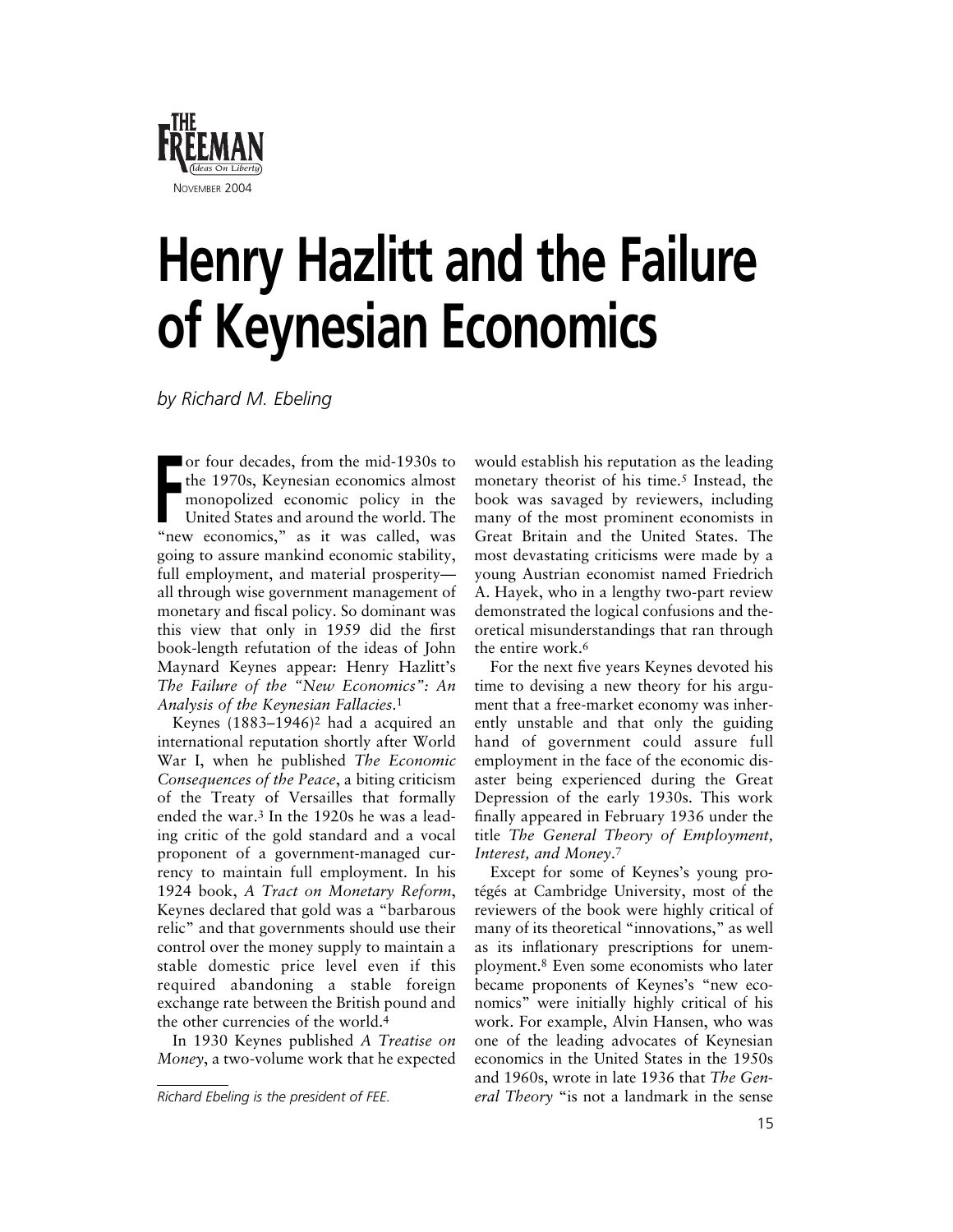# Henry Hazlitt and the Failure of Keynesian Economics

*by Richard M. Ebeling*

For four decades, from the mid-1930s to the 1970s, Keynesian economics almost monopolized economic policy in the United States and around the world. The "new economics," as it was called, was going to assure mankind economic stability, full employment, and material prosperity—all through wise government management of monetary and fiscal policy. So dominant was this view that only in 1959 did the first book-length refutation of the ideas of John Maynard Keynes appear: Henry Hazlitt's *The Failure of the "New Economics": An Analysis of the Keynesian Fallacies*.[1]

Keynes (1883–1946)[2] had a acquired an international reputation shortly after World War I, when he published *The Economic Consequences of the Peace*, a biting criticism of the Treaty of Versailles that formally ended the war.[3] In the 1920s he was a leading critic of the gold standard and a vocal proponent of a government-managed currency to maintain full employment. In his 1924 book, *A Tract on Monetary Reform*, Keynes declared that gold was a "barbarous relic" and that governments should use their control over the money supply to maintain a stable domestic price level even if this required abandoning a stable foreign exchange rate between the British pound and the other currencies of the world.[4]

In 1930 Keynes published *A Treatise on Money*, a two-volume work that he expected would establish his reputation as the leading monetary theorist of his time.[5] Instead, the book was savaged by reviewers, including many of the most prominent economists in Great Britain and the United States. The most devastating criticisms were made by a young Austrian economist named Friedrich A. Hayek, who in a lengthy two-part review demonstrated the logical confusions and theoretical misunderstandings that ran through the entire work.[6]

For the next five years Keynes devoted his time to devising a new theory for his argument that a free-market economy was inherently unstable and that only the guiding hand of government could assure full employment in the face of the economic disaster being experienced during the Great Depression of the early 1930s. This work finally appeared in February 1936 under the title *The General Theory of Employment, Interest, and Money*.[7]

Except for some of Keynes's young protégés at Cambridge University, most of the reviewers of the book were highly critical of many of its theoretical "innovations," as well as its inflationary prescriptions for unemployment.[8] Even some economists who later became proponents of Keynes's "new economics" were initially highly critical of his work. For example, Alvin Hansen, who was one of the leading advocates of Keynesian economics in the United States in the 1950s and 1960s, wrote in late 1936 that *The General Theory* "is not a landmark in the sense

*Richard Ebeling is the president of FEE.*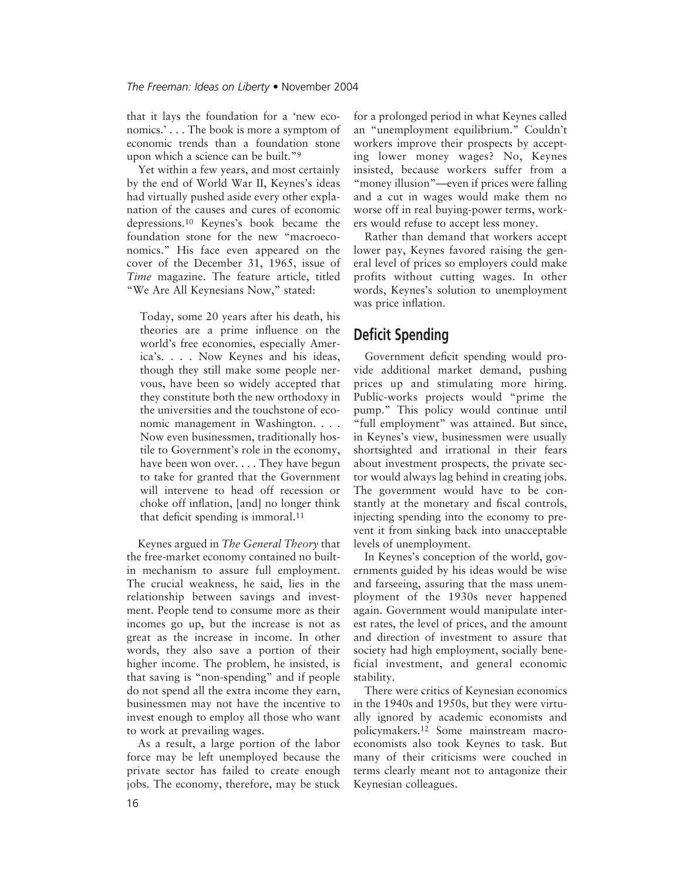that it lays the foundation for a 'new economics.' . . . The book is more a symptom of economic trends than a foundation stone upon which a science can be built."[9]

Yet within a few years, and most certainly by the end of World War II, Keynes's ideas had virtually pushed aside every other explanation of the causes and cures of economic depressions.[10] Keynes's book became the foundation stone for the new "macroeconomics." His face even appeared on the cover of the December 31, 1965, issue of *Time* magazine. The feature article, titled "We Are All Keynesians Now," stated:

> Today, some 20 years after his death, his theories are a prime influence on the world's free economies, especially America's. . . . Now Keynes and his ideas, though they still make some people nervous, have been so widely accepted that they constitute both the new orthodoxy in the universities and the touchstone of economic management in Washington. . . . Now even businessmen, traditionally hostile to Government's role in the economy, have been won over. . . . They have begun to take for granted that the Government will intervene to head off recession or choke off inflation, [and] no longer think that deficit spending is immoral.[11]

Keynes argued in *The General Theory* that the free-market economy contained no built-in mechanism to assure full employment. The crucial weakness, he said, lies in the relationship between savings and investment. People tend to consume more as their incomes go up, but the increase is not as great as the increase in income. In other words, they also save a portion of their higher income. The problem, he insisted, is that saving is "non-spending" and if people do not spend all the extra income they earn, businessmen may not have the incentive to invest enough to employ all those who want to work at prevailing wages.

As a result, a large portion of the labor force may be left unemployed because the private sector has failed to create enough jobs. The economy, therefore, may be stuck for a prolonged period in what Keynes called an "unemployment equilibrium." Couldn't workers improve their prospects by accepting lower money wages? No, Keynes insisted, because workers suffer from a "money illusion"—even if prices were falling and a cut in wages would make them no worse off in real buying-power terms, workers would refuse to accept less money.

Rather than demand that workers accept lower pay, Keynes favored raising the general level of prices so employers could make profits without cutting wages. In other words, Keynes's solution to unemployment was price inflation.

## Deficit Spending

Government deficit spending would provide additional market demand, pushing prices up and stimulating more hiring. Public-works projects would "prime the pump." This policy would continue until "full employment" was attained. But since, in Keynes's view, businessmen were usually shortsighted and irrational in their fears about investment prospects, the private sector would always lag behind in creating jobs. The government would have to be constantly at the monetary and fiscal controls, injecting spending into the economy to prevent it from sinking back into unacceptable levels of unemployment.

In Keynes's conception of the world, governments guided by his ideas would be wise and farseeing, assuring that the mass unemployment of the 1930s never happened again. Government would manipulate interest rates, the level of prices, and the amount and direction of investment to assure that society had high employment, socially beneficial investment, and general economic stability.

There were critics of Keynesian economics in the 1940s and 1950s, but they were virtually ignored by academic economists and policymakers.[12] Some mainstream macroeconomists also took Keynes to task. But many of their criticisms were couched in terms clearly meant not to antagonize their Keynesian colleagues.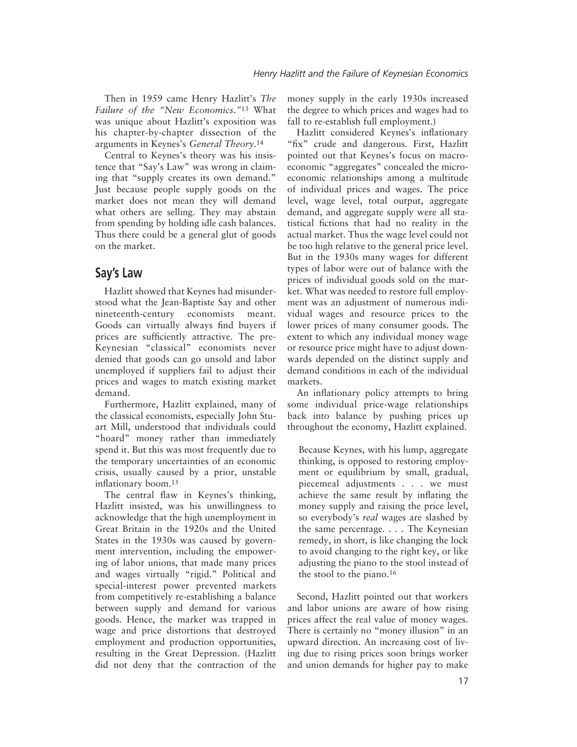Then in 1959 came Henry Hazlitt's *The Failure of the "New Economics."*[13] What was unique about Hazlitt's exposition was his chapter-by-chapter dissection of the arguments in Keynes's *General Theory*.[14]

Central to Keynes's theory was his insistence that "Say's Law" was wrong in claiming that "supply creates its own demand." Just because people supply goods on the market does not mean they will demand what others are selling. They may abstain from spending by holding idle cash balances. Thus there could be a general glut of goods on the market.

## Say's Law

Hazlitt showed that Keynes had misunderstood what the Jean-Baptiste Say and other nineteenth-century economists meant. Goods can virtually always find buyers if prices are sufficiently attractive. The pre-Keynesian "classical" economists never denied that goods can go unsold and labor unemployed if suppliers fail to adjust their prices and wages to match existing market demand.

Furthermore, Hazlitt explained, many of the classical economists, especially John Stuart Mill, understood that individuals could "hoard" money rather than immediately spend it. But this was most frequently due to the temporary uncertainties of an economic crisis, usually caused by a prior, unstable inflationary boom.[15]

The central flaw in Keynes's thinking, Hazlitt insisted, was his unwillingness to acknowledge that the high unemployment in Great Britain in the 1920s and the United States in the 1930s was caused by government intervention, including the empowering of labor unions, that made many prices and wages virtually "rigid." Political and special-interest power prevented markets from competitively re-establishing a balance between supply and demand for various goods. Hence, the market was trapped in wage and price distortions that destroyed employment and production opportunities, resulting in the Great Depression. (Hazlitt did not deny that the contraction of the money supply in the early 1930s increased the degree to which prices and wages had to fall to re-establish full employment.)

Hazlitt considered Keynes's inflationary "fix" crude and dangerous. First, Hazlitt pointed out that Keynes's focus on macroeconomic "aggregates" concealed the microeconomic relationships among a multitude of individual prices and wages. The price level, wage level, total output, aggregate demand, and aggregate supply were all statistical fictions that had no reality in the actual market. Thus the wage level could not be too high relative to the general price level. But in the 1930s many wages for different types of labor were out of balance with the prices of individual goods sold on the market. What was needed to restore full employment was an adjustment of numerous individual wages and resource prices to the lower prices of many consumer goods. The extent to which any individual money wage or resource price might have to adjust downwards depended on the distinct supply and demand conditions in each of the individual markets.

An inflationary policy attempts to bring some individual price-wage relationships back into balance by pushing prices up throughout the economy, Hazlitt explained.

> Because Keynes, with his lump, aggregate thinking, is opposed to restoring employment or equilibrium by small, gradual, piecemeal adjustments . . . we must achieve the same result by inflating the money supply and raising the price level, so everybody's *real* wages are slashed by the same percentage. . . . The Keynesian remedy, in short, is like changing the lock to avoid changing to the right key, or like adjusting the piano to the stool instead of the stool to the piano.[16]

Second, Hazlitt pointed out that workers and labor unions are aware of how rising prices affect the real value of money wages. There is certainly no "money illusion" in an upward direction. An increasing cost of living due to rising prices soon brings worker and union demands for higher pay to make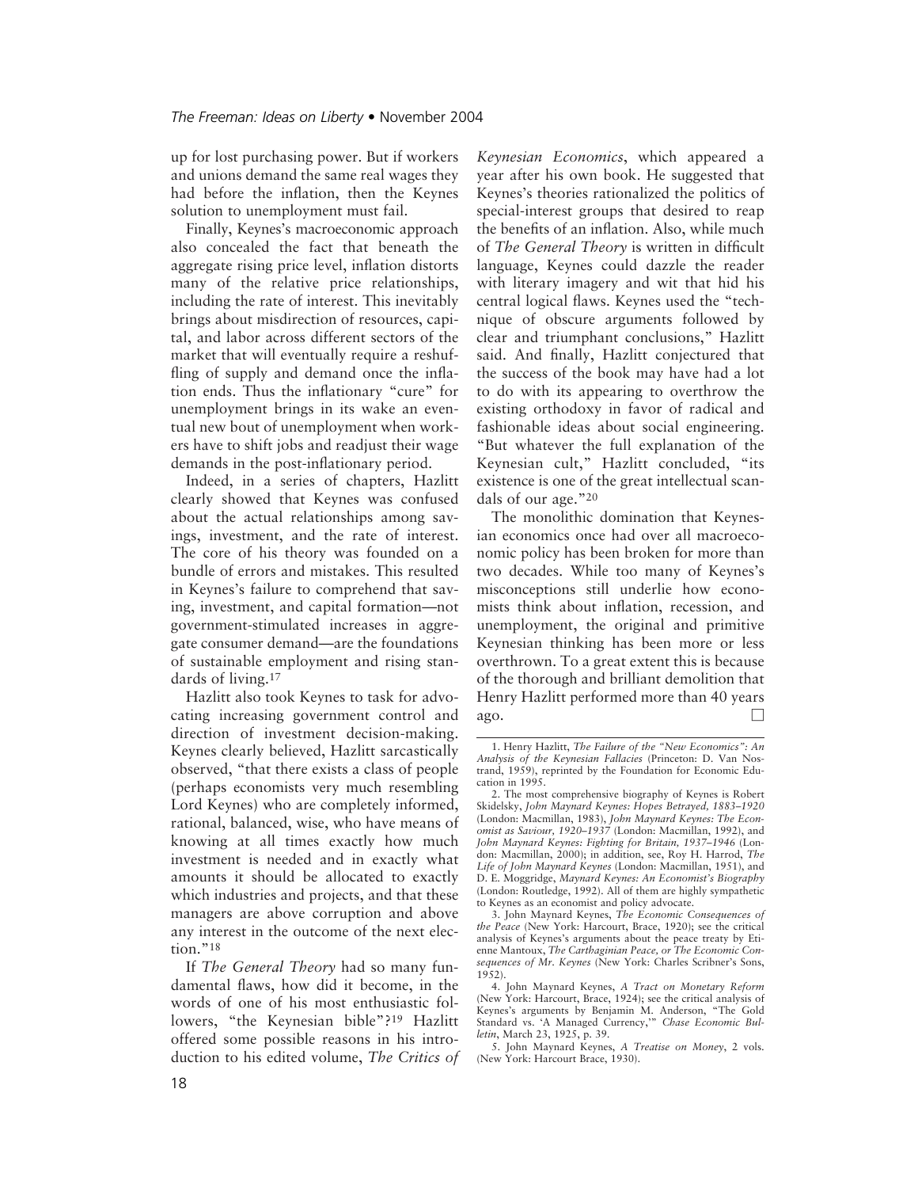up for lost purchasing power. But if workers and unions demand the same real wages they had before the inflation, then the Keynes solution to unemployment must fail.

Finally, Keynes's macroeconomic approach also concealed the fact that beneath the aggregate rising price level, inflation distorts many of the relative price relationships, including the rate of interest. This inevitably brings about misdirection of resources, capital, and labor across different sectors of the market that will eventually require a reshuffling of supply and demand once the inflation ends. Thus the inflationary "cure" for unemployment brings in its wake an eventual new bout of unemployment when workers have to shift jobs and readjust their wage demands in the post-inflationary period.

Indeed, in a series of chapters, Hazlitt clearly showed that Keynes was confused about the actual relationships among savings, investment, and the rate of interest. The core of his theory was founded on a bundle of errors and mistakes. This resulted in Keynes's failure to comprehend that saving, investment, and capital formation—not government-stimulated increases in aggregate consumer demand—are the foundations of sustainable employment and rising standards of living.[17]

Hazlitt also took Keynes to task for advocating increasing government control and direction of investment decision-making. Keynes clearly believed, Hazlitt sarcastically observed, "that there exists a class of people (perhaps economists very much resembling Lord Keynes) who are completely informed, rational, balanced, wise, who have means of knowing at all times exactly how much investment is needed and in exactly what amounts it should be allocated to exactly which industries and projects, and that these managers are above corruption and above any interest in the outcome of the next election."[18]

If *The General Theory* had so many fundamental flaws, how did it become, in the words of one of his most enthusiastic followers, "the Keynesian bible"?[19] Hazlitt offered some possible reasons in his introduction to his edited volume, *The Critics of Keynesian Economics*, which appeared a year after his own book. He suggested that Keynes's theories rationalized the politics of special-interest groups that desired to reap the benefits of an inflation. Also, while much of *The General Theory* is written in difficult language, Keynes could dazzle the reader with literary imagery and wit that hid his central logical flaws. Keynes used the "technique of obscure arguments followed by clear and triumphant conclusions," Hazlitt said. And finally, Hazlitt conjectured that the success of the book may have had a lot to do with its appearing to overthrow the existing orthodoxy in favor of radical and fashionable ideas about social engineering. "But whatever the full explanation of the Keynesian cult," Hazlitt concluded, "its existence is one of the great intellectual scandals of our age."[20]

The monolithic domination that Keynesian economics once had over all macroeconomic policy has been broken for more than two decades. While too many of Keynes's misconceptions still underlie how economists think about inflation, recession, and unemployment, the original and primitive Keynesian thinking has been more or less overthrown. To a great extent this is because of the thorough and brilliant demolition that Henry Hazlitt performed more than 40 years ago. □

---

1. Henry Hazlitt, *The Failure of the "New Economics": An Analysis of the Keynesian Fallacies* (Princeton: D. Van Nostrand, 1959), reprinted by the Foundation for Economic Education in 1995.

2. The most comprehensive biography of Keynes is Robert Skidelsky, *John Maynard Keynes: Hopes Betrayed, 1883–1920* (London: Macmillan, 1983), *John Maynard Keynes: The Economist as Saviour, 1920–1937* (London: Macmillan, 1992), and *John Maynard Keynes: Fighting for Britain, 1937–1946* (London: Macmillan, 2000); in addition, see, Roy H. Harrod, *The Life of John Maynard Keynes* (London: Macmillan, 1951), and D. E. Moggridge, *Maynard Keynes: An Economist's Biography* (London: Routledge, 1992). All of them are highly sympathetic to Keynes as an economist and policy advocate.

3. John Maynard Keynes, *The Economic Consequences of the Peace* (New York: Harcourt, Brace, 1920); see the critical analysis of Keynes's arguments about the peace treaty by Etienne Mantoux, *The Carthaginian Peace, or The Economic Consequences of Mr. Keynes* (New York: Charles Scribner's Sons, 1952).

4. John Maynard Keynes, *A Tract on Monetary Reform* (New York: Harcourt, Brace, 1924); see the critical analysis of Keynes's arguments by Benjamin M. Anderson, "The Gold Standard vs. 'A Managed Currency,'" *Chase Economic Bulletin*, March 23, 1925, p. 39.

5. John Maynard Keynes, *A Treatise on Money*, 2 vols. (New York: Harcourt Brace, 1930).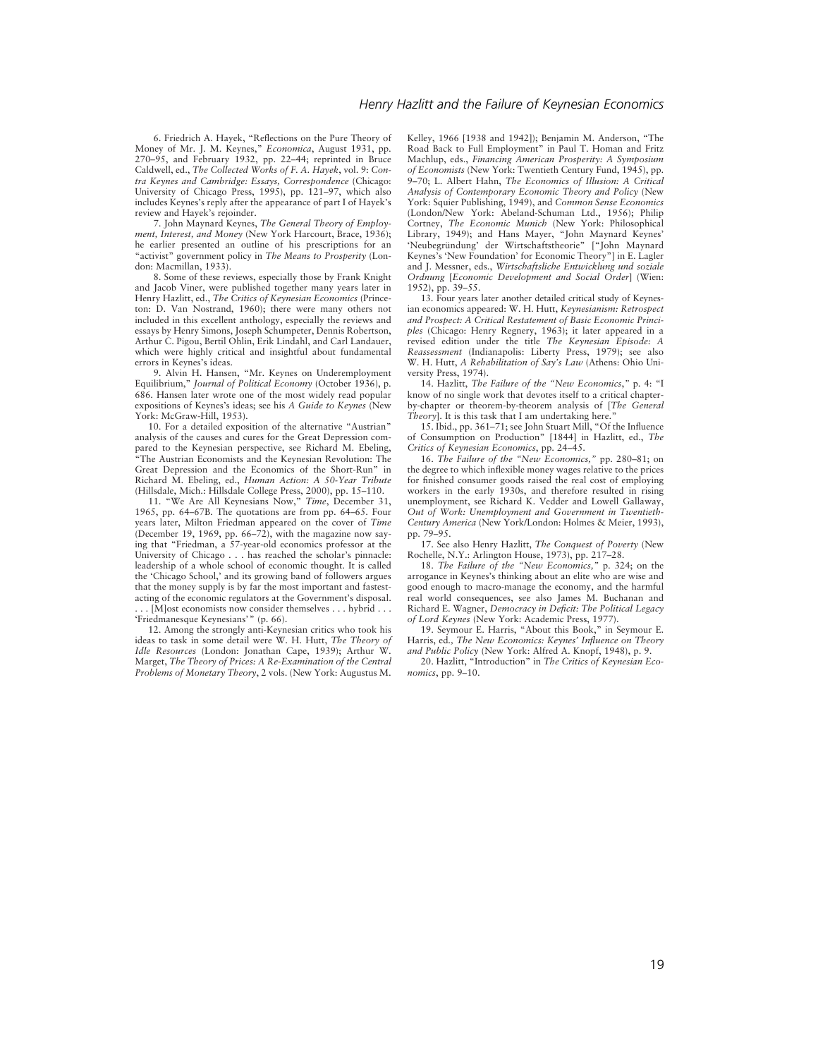6. Friedrich A. Hayek, "Reflections on the Pure Theory of Money of Mr. J. M. Keynes," *Economica*, August 1931, pp. 270–95, and February 1932, pp. 22–44; reprinted in Bruce Caldwell, ed., *The Collected Works of F. A. Hayek*, vol. 9: *Contra Keynes and Cambridge: Essays, Correspondence* (Chicago: University of Chicago Press, 1995), pp. 121–97, which also includes Keynes's reply after the appearance of part I of Hayek's review and Hayek's rejoinder.

7. John Maynard Keynes, *The General Theory of Employment, Interest, and Money* (New York Harcourt, Brace, 1936); he earlier presented an outline of his prescriptions for an "activist" government policy in *The Means to Prosperity* (London: Macmillan, 1933).

8. Some of these reviews, especially those by Frank Knight and Jacob Viner, were published together many years later in Henry Hazlitt, ed., *The Critics of Keynesian Economics* (Princeton: D. Van Nostrand, 1960); there were many others not included in this excellent anthology, especially the reviews and essays by Henry Simons, Joseph Schumpeter, Dennis Robertson, Arthur C. Pigou, Bertil Ohlin, Erik Lindahl, and Carl Landauer, which were highly critical and insightful about fundamental errors in Keynes's ideas.

9. Alvin H. Hansen, "Mr. Keynes on Underemployment Equilibrium," *Journal of Political Economy* (October 1936), p. 686. Hansen later wrote one of the most widely read popular expositions of Keynes's ideas; see his *A Guide to Keynes* (New York: McGraw-Hill, 1953).

10. For a detailed exposition of the alternative "Austrian" analysis of the causes and cures for the Great Depression compared to the Keynesian perspective, see Richard M. Ebeling, "The Austrian Economists and the Keynesian Revolution: The Great Depression and the Economics of the Short-Run" in Richard M. Ebeling, ed., *Human Action: A 50-Year Tribute* (Hillsdale, Mich.: Hillsdale College Press, 2000), pp. 15–110.

11. "We Are All Keynesians Now," *Time*, December 31, 1965, pp. 64–67B. The quotations are from pp. 64–65. Four years later, Milton Friedman appeared on the cover of *Time* (December 19, 1969, pp. 66–72), with the magazine now saying that "Friedman, a 57-year-old economics professor at the University of Chicago . . . has reached the scholar's pinnacle: leadership of a whole school of economic thought. It is called the 'Chicago School,' and its growing band of followers argues that the money supply is by far the most important and fastest-acting of the economic regulators at the Government's disposal. . . . [M]ost economists now consider themselves . . . hybrid . . . 'Friedmanesque Keynesians'" (p. 66).

12. Among the strongly anti-Keynesian critics who took his ideas to task in some detail were W. H. Hutt, *The Theory of Idle Resources* (London: Jonathan Cape, 1939); Arthur W. Marget, *The Theory of Prices: A Re-Examination of the Central Problems of Monetary Theory*, 2 vols. (New York: Augustus M. Kelley, 1966 [1938 and 1942]); Benjamin M. Anderson, "The Road Back to Full Employment" in Paul T. Homan and Fritz Machlup, eds., *Financing American Prosperity: A Symposium of Economists* (New York: Twentieth Century Fund, 1945), pp. 9–70; L. Albert Hahn, *The Economics of Illusion: A Critical Analysis of Contemporary Economic Theory and Policy* (New York: Squier Publishing, 1949), and *Common Sense Economics* (London/New York: Abeland-Schuman Ltd., 1956); Philip Cortney, *The Economic Munich* (New York: Philosophical Library, 1949); and Hans Mayer, "John Maynard Keynes' 'Neubegründung' der Wirtschaftstheorie" ["John Maynard Keynes's 'New Foundation' for Economic Theory"] in E. Lagler and J. Messner, eds., *Wirtschaftsliche Entwicklung und soziale Ordnung* [*Economic Development and Social Order*] (Wien: 1952), pp. 39–55.

13. Four years later another detailed critical study of Keynesian economics appeared: W. H. Hutt, *Keynesianism: Retrospect and Prospect: A Critical Restatement of Basic Economic Principles* (Chicago: Henry Regnery, 1963); it later appeared in a revised edition under the title *The Keynesian Episode: A Reassessment* (Indianapolis: Liberty Press, 1979); see also W. H. Hutt, *A Rehabilitation of Say's Law* (Athens: Ohio University Press, 1974).

14. Hazlitt, *The Failure of the "New Economics,"* p. 4: "I know of no single work that devotes itself to a critical chapter-by-chapter or theorem-by-theorem analysis of [*The General Theory*]. It is this task that I am undertaking here."

15. Ibid., pp. 361–71; see John Stuart Mill, "Of the Influence of Consumption on Production" [1844] in Hazlitt, ed., *The Critics of Keynesian Economics*, pp. 24–45.

16. *The Failure of the "New Economics,"* pp. 280–81; on the degree to which inflexible money wages relative to the prices for finished consumer goods raised the real cost of employing workers in the early 1930s, and therefore resulted in rising unemployment, see Richard K. Vedder and Lowell Gallaway, *Out of Work: Unemployment and Government in Twentieth-Century America* (New York/London: Holmes & Meier, 1993), pp. 79–95.

17. See also Henry Hazlitt, *The Conquest of Poverty* (New Rochelle, N.Y.: Arlington House, 1973), pp. 217–28.

18. *The Failure of the "New Economics,"* p. 324; on the arrogance in Keynes's thinking about an elite who are wise and good enough to macro-manage the economy, and the harmful real world consequences, see also James M. Buchanan and Richard E. Wagner, *Democracy in Deficit: The Political Legacy of Lord Keynes* (New York: Academic Press, 1977).

19. Seymour E. Harris, "About this Book," in Seymour E. Harris, ed., *The New Economics: Keynes' Influence on Theory and Public Policy* (New York: Alfred A. Knopf, 1948), p. 9.

20. Hazlitt, "Introduction" in *The Critics of Keynesian Economics*, pp. 9–10.